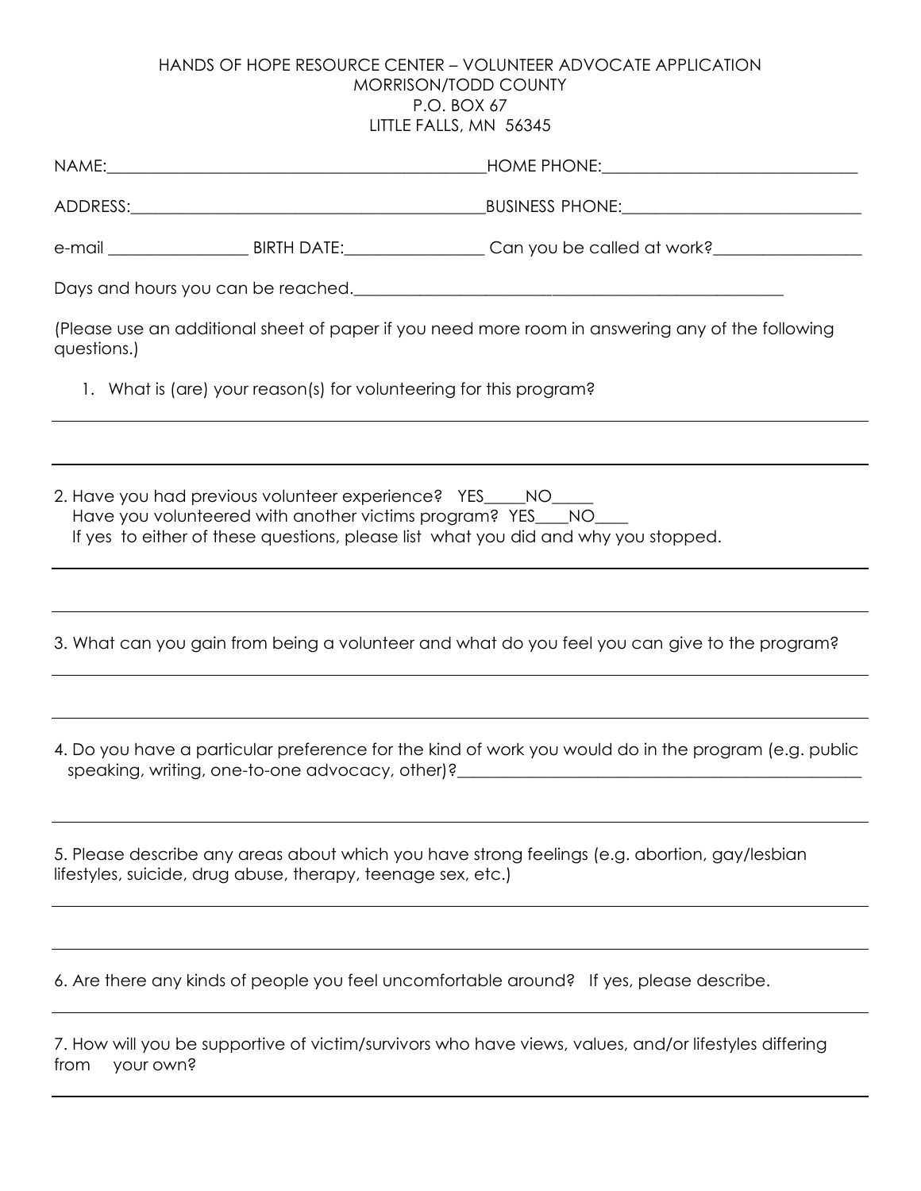HANDS OF HOPE RESOURCE CENTER – VOLUNTEER ADVOCATE APPLICATION
MORRISON/TODD COUNTY
P.O. BOX 67
LITTLE FALLS, MN 56345

NAME:_______________________________________________HOME PHONE:______________________________

ADDRESS:___________________________________________BUSINESS PHONE:____________________________

e-mail ________________ BIRTH DATE:________________ Can you be called at work?_________________

Days and hours you can be reached.__________________________________________________

(Please use an additional sheet of paper if you need more room in answering any of the following questions.)

1. What is (are) your reason(s) for volunteering for this program?

___________________________________________________________________________

___________________________________________________________________________

2. Have you had previous volunteer experience? YES_____NO_____
   Have you volunteered with another victims program? YES____NO____
   If yes to either of these questions, please list what you did and why you stopped.

___________________________________________________________________________

___________________________________________________________________________

3. What can you gain from being a volunteer and what do you feel you can give to the program?

___________________________________________________________________________

___________________________________________________________________________

4. Do you have a particular preference for the kind of work you would do in the program (e.g. public speaking, writing, one-to-one advocacy, other)?__________________________________________________

___________________________________________________________________________

5. Please describe any areas about which you have strong feelings (e.g. abortion, gay/lesbian lifestyles, suicide, drug abuse, therapy, teenage sex, etc.)

___________________________________________________________________________

___________________________________________________________________________

6. Are there any kinds of people you feel uncomfortable around? If yes, please describe.

___________________________________________________________________________

7. How will you be supportive of victim/survivors who have views, values, and/or lifestyles differing from your own?

___________________________________________________________________________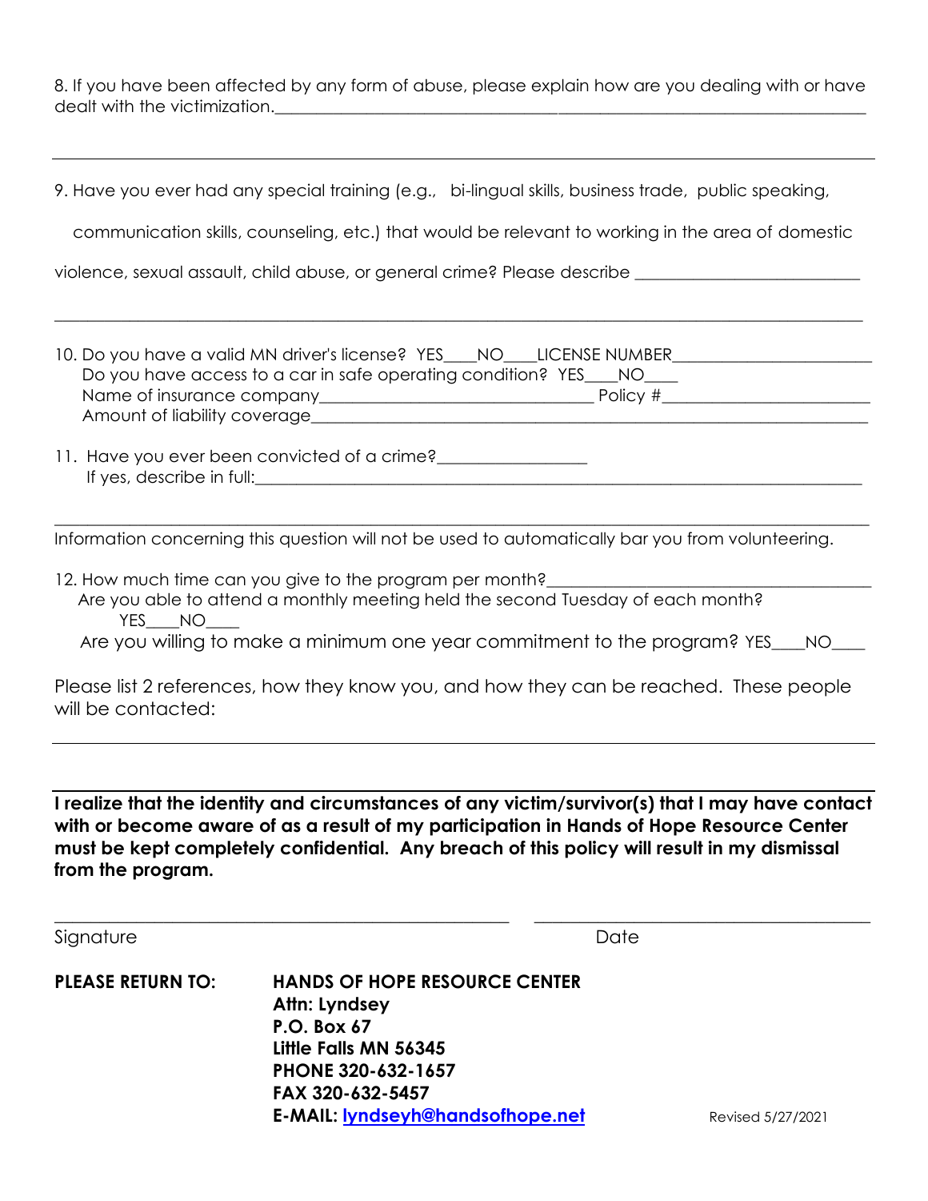8. If you have been affected by any form of abuse, please explain how are you dealing with or have dealt with the victimization.____________________________________________________________________________

---

9. Have you ever had any special training (e.g., bi-lingual skills, business trade, public speaking, communication skills, counseling, etc.) that would be relevant to working in the area of domestic violence, sexual assault, child abuse, or general crime? Please describe ___________________________

_____________________________________________________________________________________________

10. Do you have a valid MN driver's license? YES____NO____LICENSE NUMBER________________________
Do you have access to a car in safe operating condition? YES____NO____
Name of insurance company_________________________________ Policy #_________________________
Amount of liability coverage____________________________________________________________________

11. Have you ever been convicted of a crime?__________________
If yes, describe in full:____________________________________________________________________________

_____________________________________________________________________________________________

Information concerning this question will not be used to automatically bar you from volunteering.

12. How much time can you give to the program per month?______________________________________
Are you able to attend a monthly meeting held the second Tuesday of each month?
YES____NO____
Are you willing to make a minimum one year commitment to the program? YES____NO____

Please list 2 references, how they know you, and how they can be reached. These people will be contacted:

---

---

**I realize that the identity and circumstances of any victim/survivor(s) that I may have contact with or become aware of as a result of my participation in Hands of Hope Resource Center must be kept completely confidential. Any breach of this policy will result in my dismissal from the program.**

___________________________________________________ ______________________________________
Signature Date

**PLEASE RETURN TO:** **HANDS OF HOPE RESOURCE CENTER**
**Attn: Lyndsey**
**P.O. Box 67**
**Little Falls MN 56345**
**PHONE 320-632-1657**
**FAX 320-632-5457**
**E-MAIL: lyndseyh@handsofhope.net**

Revised 5/27/2021